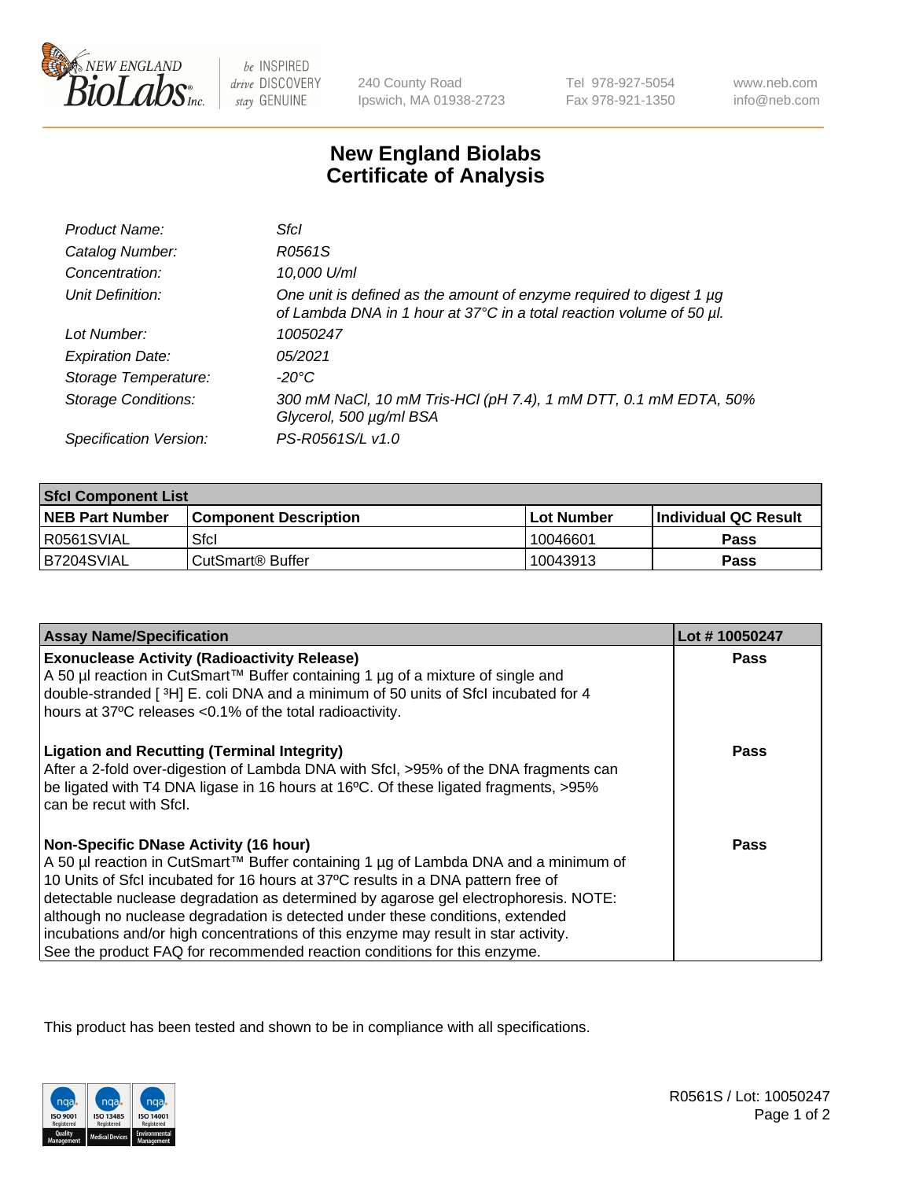New England BioLabs Inc. — be INSPIRED drive DISCOVERY stay GENUINE

240 County Road
Ipswich, MA 01938-2723

Tel 978-927-5054
Fax 978-921-1350

www.neb.com
info@neb.com

# New England Biolabs Certificate of Analysis

| | |
|---|---|
| *Product Name:* | *SfcI* |
| *Catalog Number:* | *R0561S* |
| *Concentration:* | *10,000 U/ml* |
| *Unit Definition:* | *One unit is defined as the amount of enzyme required to digest 1 µg of Lambda DNA in 1 hour at 37°C in a total reaction volume of 50 µl.* |
| *Lot Number:* | *10050247* |
| *Expiration Date:* | *05/2021* |
| *Storage Temperature:* | *-20°C* |
| *Storage Conditions:* | *300 mM NaCl, 10 mM Tris-HCl (pH 7.4), 1 mM DTT, 0.1 mM EDTA, 50% Glycerol, 500 µg/ml BSA* |
| *Specification Version:* | *PS-R0561S/L v1.0* |

| **SfcI Component List** | | | |
|---|---|---|---|
| **NEB Part Number** | **Component Description** | **Lot Number** | **Individual QC Result** |
| R0561SVIAL | SfcI | 10046601 | **Pass** |
| B7204SVIAL | CutSmart® Buffer | 10043913 | **Pass** |

| **Assay Name/Specification** | **Lot # 10050247** |
|---|---|
| **Exonuclease Activity (Radioactivity Release)**<br>A 50 µl reaction in CutSmart™ Buffer containing 1 µg of a mixture of single and double-stranded [ $^3$H] E. coli DNA and a minimum of 50 units of SfcI incubated for 4 hours at 37ºC releases <0.1% of the total radioactivity. | **Pass** |
| **Ligation and Recutting (Terminal Integrity)**<br>After a 2-fold over-digestion of Lambda DNA with SfcI, >95% of the DNA fragments can be ligated with T4 DNA ligase in 16 hours at 16ºC. Of these ligated fragments, >95% can be recut with SfcI. | **Pass** |
| **Non-Specific DNase Activity (16 hour)**<br>A 50 µl reaction in CutSmart™ Buffer containing 1 µg of Lambda DNA and a minimum of 10 Units of SfcI incubated for 16 hours at 37ºC results in a DNA pattern free of detectable nuclease degradation as determined by agarose gel electrophoresis. NOTE: although no nuclease degradation is detected under these conditions, extended incubations and/or high concentrations of this enzyme may result in star activity. See the product FAQ for recommended reaction conditions for this enzyme. | **Pass** |

This product has been tested and shown to be in compliance with all specifications.

R0561S / Lot: 10050247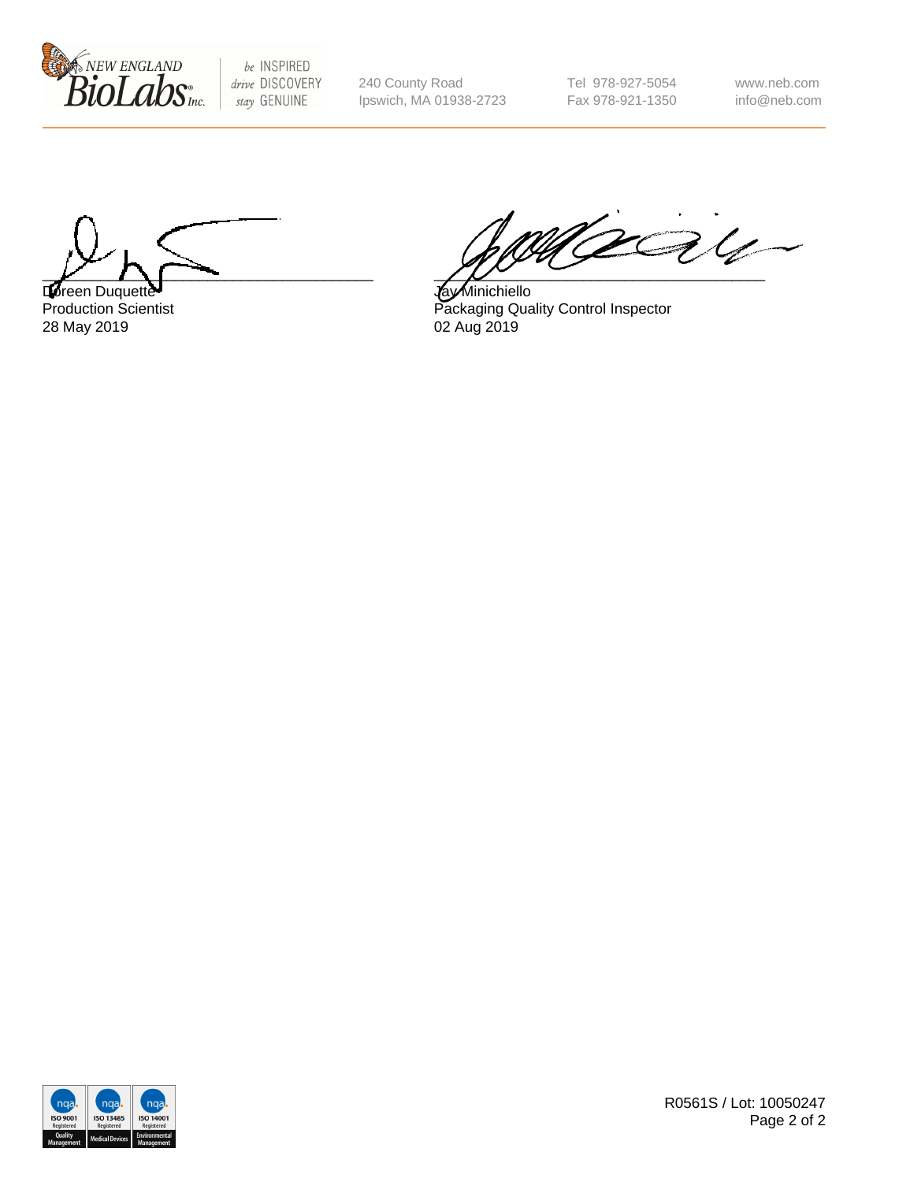Doreen Duquette
Production Scientist
28 May 2019

Jay Minichiello
Packaging Quality Control Inspector
02 Aug 2019

R0561S / Lot: 10050247